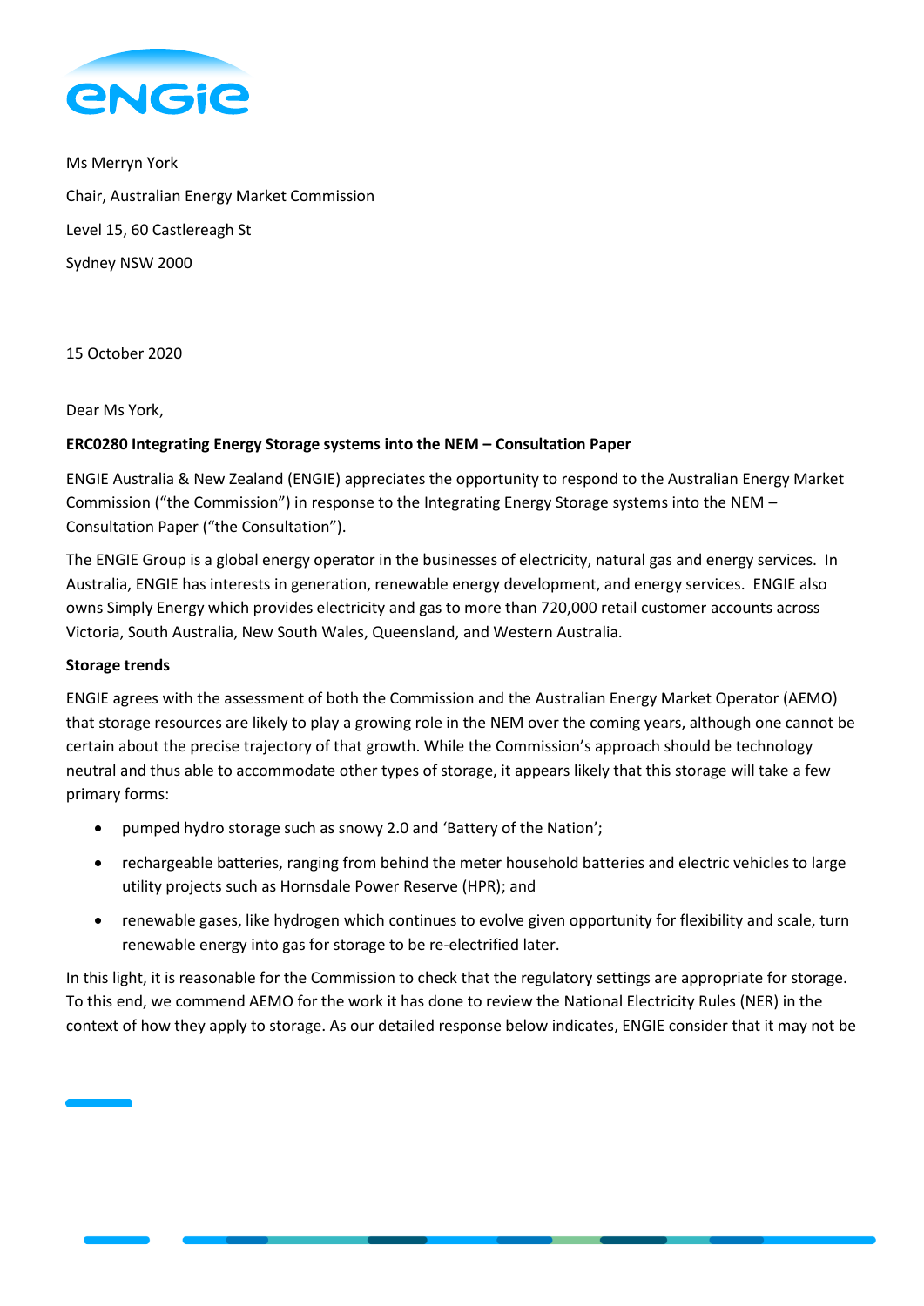Ms Merryn York

Chair, Australian Energy Market Commission

Level 15, 60 Castlereagh St

Sydney NSW 2000

15 October 2020

Dear Ms York,

**ERC0280 Integrating Energy Storage systems into the NEM – Consultation Paper**

ENGIE Australia & New Zealand (ENGIE) appreciates the opportunity to respond to the Australian Energy Market Commission ("the Commission") in response to the Integrating Energy Storage systems into the NEM – Consultation Paper ("the Consultation").

The ENGIE Group is a global energy operator in the businesses of electricity, natural gas and energy services. In Australia, ENGIE has interests in generation, renewable energy development, and energy services. ENGIE also owns Simply Energy which provides electricity and gas to more than 720,000 retail customer accounts across Victoria, South Australia, New South Wales, Queensland, and Western Australia.

**Storage trends**

ENGIE agrees with the assessment of both the Commission and the Australian Energy Market Operator (AEMO) that storage resources are likely to play a growing role in the NEM over the coming years, although one cannot be certain about the precise trajectory of that growth. While the Commission's approach should be technology neutral and thus able to accommodate other types of storage, it appears likely that this storage will take a few primary forms:

- pumped hydro storage such as snowy 2.0 and 'Battery of the Nation';
- rechargeable batteries, ranging from behind the meter household batteries and electric vehicles to large utility projects such as Hornsdale Power Reserve (HPR); and
- renewable gases, like hydrogen which continues to evolve given opportunity for flexibility and scale, turn renewable energy into gas for storage to be re-electrified later.

In this light, it is reasonable for the Commission to check that the regulatory settings are appropriate for storage. To this end, we commend AEMO for the work it has done to review the National Electricity Rules (NER) in the context of how they apply to storage. As our detailed response below indicates, ENGIE consider that it may not be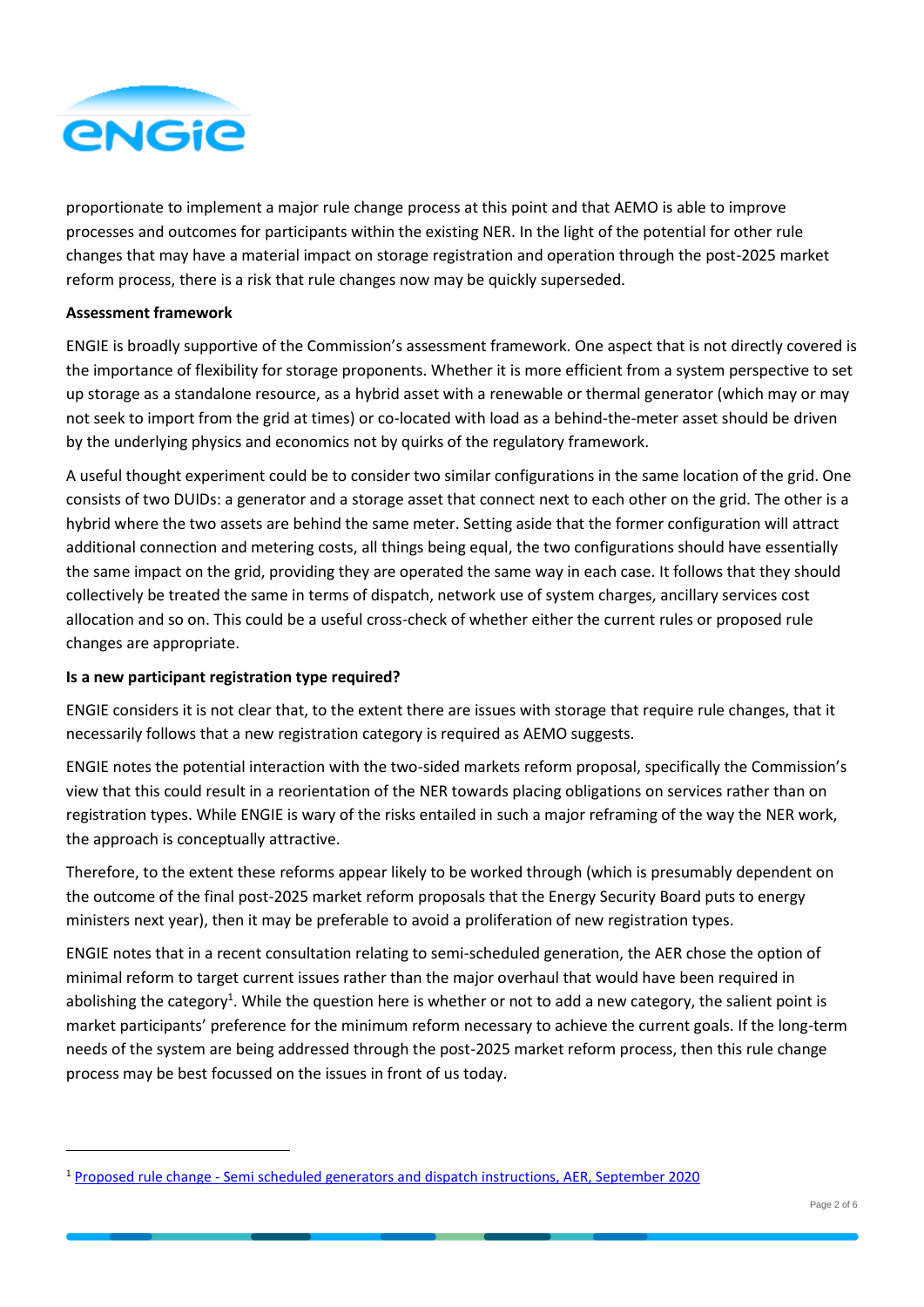proportionate to implement a major rule change process at this point and that AEMO is able to improve processes and outcomes for participants within the existing NER. In the light of the potential for other rule changes that may have a material impact on storage registration and operation through the post-2025 market reform process, there is a risk that rule changes now may be quickly superseded.

**Assessment framework**

ENGIE is broadly supportive of the Commission's assessment framework. One aspect that is not directly covered is the importance of flexibility for storage proponents. Whether it is more efficient from a system perspective to set up storage as a standalone resource, as a hybrid asset with a renewable or thermal generator (which may or may not seek to import from the grid at times) or co-located with load as a behind-the-meter asset should be driven by the underlying physics and economics not by quirks of the regulatory framework.

A useful thought experiment could be to consider two similar configurations in the same location of the grid. One consists of two DUIDs: a generator and a storage asset that connect next to each other on the grid. The other is a hybrid where the two assets are behind the same meter. Setting aside that the former configuration will attract additional connection and metering costs, all things being equal, the two configurations should have essentially the same impact on the grid, providing they are operated the same way in each case. It follows that they should collectively be treated the same in terms of dispatch, network use of system charges, ancillary services cost allocation and so on. This could be a useful cross-check of whether either the current rules or proposed rule changes are appropriate.

**Is a new participant registration type required?**

ENGIE considers it is not clear that, to the extent there are issues with storage that require rule changes, that it necessarily follows that a new registration category is required as AEMO suggests.

ENGIE notes the potential interaction with the two-sided markets reform proposal, specifically the Commission's view that this could result in a reorientation of the NER towards placing obligations on services rather than on registration types. While ENGIE is wary of the risks entailed in such a major reframing of the way the NER work, the approach is conceptually attractive.

Therefore, to the extent these reforms appear likely to be worked through (which is presumably dependent on the outcome of the final post-2025 market reform proposals that the Energy Security Board puts to energy ministers next year), then it may be preferable to avoid a proliferation of new registration types.

ENGIE notes that in a recent consultation relating to semi-scheduled generation, the AER chose the option of minimal reform to target current issues rather than the major overhaul that would have been required in abolishing the category[1]. While the question here is whether or not to add a new category, the salient point is market participants' preference for the minimum reform necessary to achieve the current goals. If the long-term needs of the system are being addressed through the post-2025 market reform process, then this rule change process may be best focussed on the issues in front of us today.

---

[1] Proposed rule change - Semi scheduled generators and dispatch instructions, AER, September 2020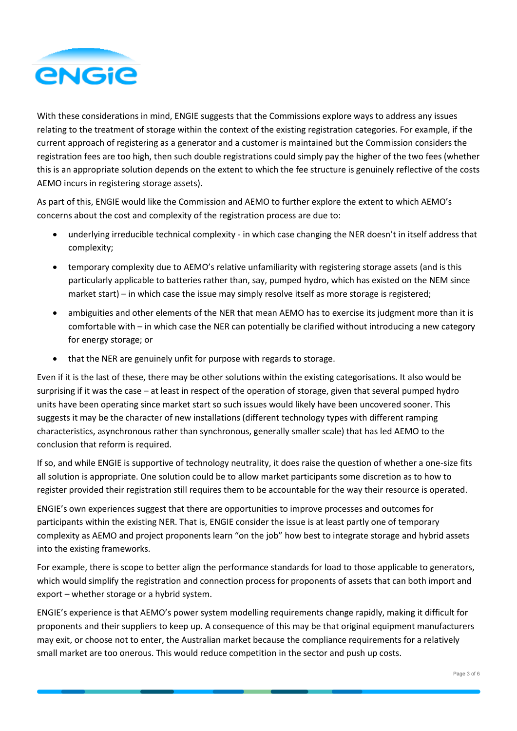With these considerations in mind, ENGIE suggests that the Commissions explore ways to address any issues relating to the treatment of storage within the context of the existing registration categories. For example, if the current approach of registering as a generator and a customer is maintained but the Commission considers the registration fees are too high, then such double registrations could simply pay the higher of the two fees (whether this is an appropriate solution depends on the extent to which the fee structure is genuinely reflective of the costs AEMO incurs in registering storage assets).

As part of this, ENGIE would like the Commission and AEMO to further explore the extent to which AEMO's concerns about the cost and complexity of the registration process are due to:

- underlying irreducible technical complexity - in which case changing the NER doesn't in itself address that complexity;
- temporary complexity due to AEMO's relative unfamiliarity with registering storage assets (and is this particularly applicable to batteries rather than, say, pumped hydro, which has existed on the NEM since market start) – in which case the issue may simply resolve itself as more storage is registered;
- ambiguities and other elements of the NER that mean AEMO has to exercise its judgment more than it is comfortable with – in which case the NER can potentially be clarified without introducing a new category for energy storage; or
- that the NER are genuinely unfit for purpose with regards to storage.

Even if it is the last of these, there may be other solutions within the existing categorisations. It also would be surprising if it was the case – at least in respect of the operation of storage, given that several pumped hydro units have been operating since market start so such issues would likely have been uncovered sooner. This suggests it may be the character of new installations (different technology types with different ramping characteristics, asynchronous rather than synchronous, generally smaller scale) that has led AEMO to the conclusion that reform is required.

If so, and while ENGIE is supportive of technology neutrality, it does raise the question of whether a one-size fits all solution is appropriate. One solution could be to allow market participants some discretion as to how to register provided their registration still requires them to be accountable for the way their resource is operated.

ENGIE's own experiences suggest that there are opportunities to improve processes and outcomes for participants within the existing NER. That is, ENGIE consider the issue is at least partly one of temporary complexity as AEMO and project proponents learn "on the job" how best to integrate storage and hybrid assets into the existing frameworks.

For example, there is scope to better align the performance standards for load to those applicable to generators, which would simplify the registration and connection process for proponents of assets that can both import and export – whether storage or a hybrid system.

ENGIE's experience is that AEMO's power system modelling requirements change rapidly, making it difficult for proponents and their suppliers to keep up. A consequence of this may be that original equipment manufacturers may exit, or choose not to enter, the Australian market because the compliance requirements for a relatively small market are too onerous. This would reduce competition in the sector and push up costs.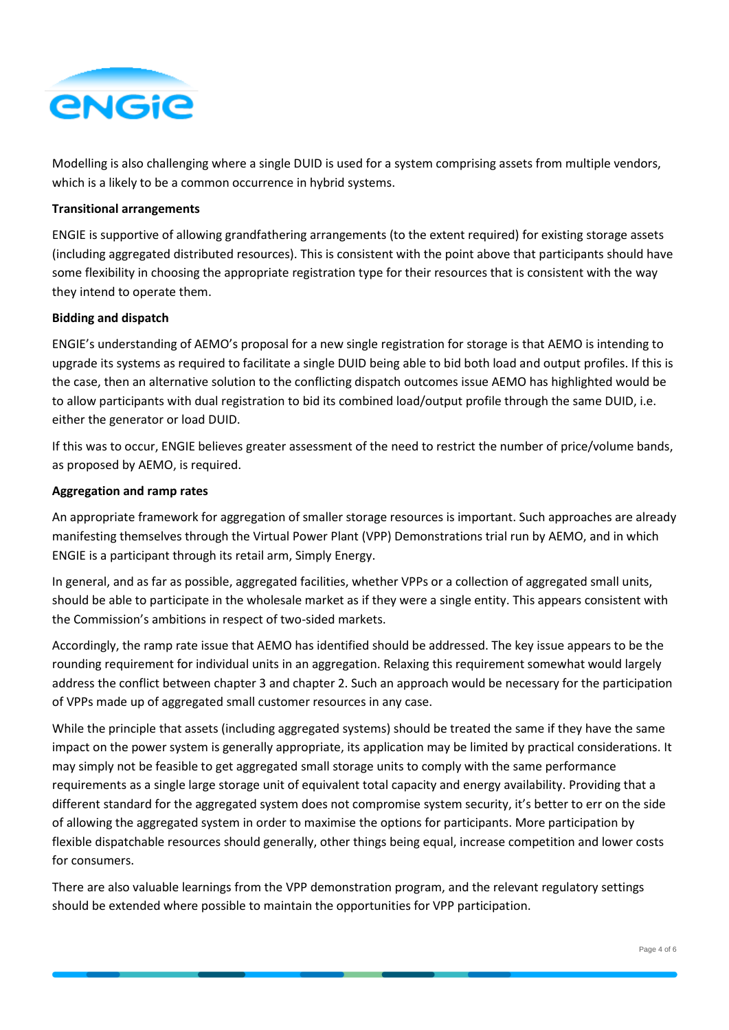Modelling is also challenging where a single DUID is used for a system comprising assets from multiple vendors, which is a likely to be a common occurrence in hybrid systems.

**Transitional arrangements**

ENGIE is supportive of allowing grandfathering arrangements (to the extent required) for existing storage assets (including aggregated distributed resources). This is consistent with the point above that participants should have some flexibility in choosing the appropriate registration type for their resources that is consistent with the way they intend to operate them.

**Bidding and dispatch**

ENGIE's understanding of AEMO's proposal for a new single registration for storage is that AEMO is intending to upgrade its systems as required to facilitate a single DUID being able to bid both load and output profiles. If this is the case, then an alternative solution to the conflicting dispatch outcomes issue AEMO has highlighted would be to allow participants with dual registration to bid its combined load/output profile through the same DUID, i.e. either the generator or load DUID.

If this was to occur, ENGIE believes greater assessment of the need to restrict the number of price/volume bands, as proposed by AEMO, is required.

**Aggregation and ramp rates**

An appropriate framework for aggregation of smaller storage resources is important. Such approaches are already manifesting themselves through the Virtual Power Plant (VPP) Demonstrations trial run by AEMO, and in which ENGIE is a participant through its retail arm, Simply Energy.

In general, and as far as possible, aggregated facilities, whether VPPs or a collection of aggregated small units, should be able to participate in the wholesale market as if they were a single entity. This appears consistent with the Commission's ambitions in respect of two-sided markets.

Accordingly, the ramp rate issue that AEMO has identified should be addressed. The key issue appears to be the rounding requirement for individual units in an aggregation. Relaxing this requirement somewhat would largely address the conflict between chapter 3 and chapter 2. Such an approach would be necessary for the participation of VPPs made up of aggregated small customer resources in any case.

While the principle that assets (including aggregated systems) should be treated the same if they have the same impact on the power system is generally appropriate, its application may be limited by practical considerations. It may simply not be feasible to get aggregated small storage units to comply with the same performance requirements as a single large storage unit of equivalent total capacity and energy availability. Providing that a different standard for the aggregated system does not compromise system security, it's better to err on the side of allowing the aggregated system in order to maximise the options for participants. More participation by flexible dispatchable resources should generally, other things being equal, increase competition and lower costs for consumers.

There are also valuable learnings from the VPP demonstration program, and the relevant regulatory settings should be extended where possible to maintain the opportunities for VPP participation.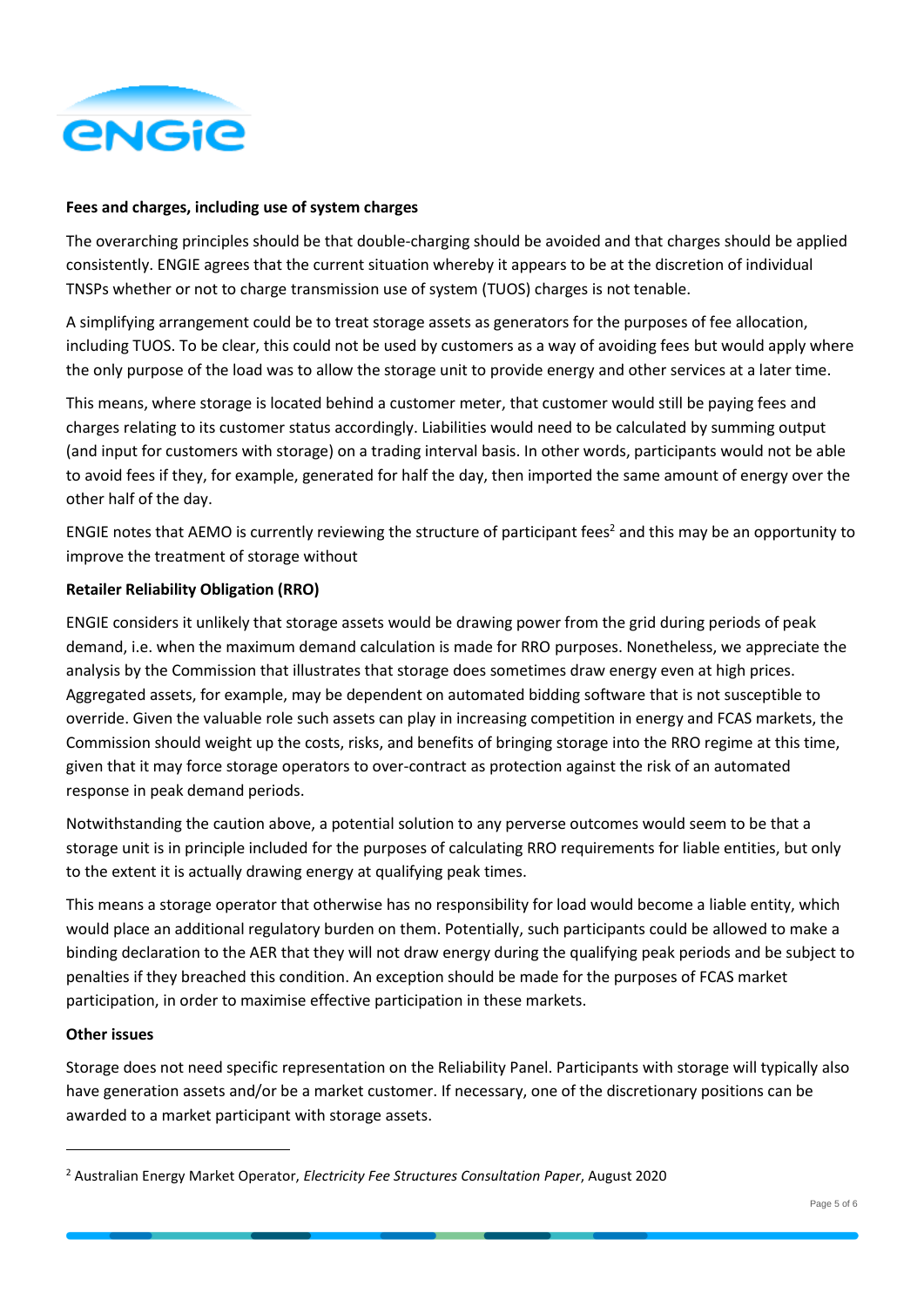**Fees and charges, including use of system charges**

The overarching principles should be that double-charging should be avoided and that charges should be applied consistently. ENGIE agrees that the current situation whereby it appears to be at the discretion of individual TNSPs whether or not to charge transmission use of system (TUOS) charges is not tenable.

A simplifying arrangement could be to treat storage assets as generators for the purposes of fee allocation, including TUOS. To be clear, this could not be used by customers as a way of avoiding fees but would apply where the only purpose of the load was to allow the storage unit to provide energy and other services at a later time.

This means, where storage is located behind a customer meter, that customer would still be paying fees and charges relating to its customer status accordingly. Liabilities would need to be calculated by summing output (and input for customers with storage) on a trading interval basis. In other words, participants would not be able to avoid fees if they, for example, generated for half the day, then imported the same amount of energy over the other half of the day.

ENGIE notes that AEMO is currently reviewing the structure of participant fees[2] and this may be an opportunity to improve the treatment of storage without

**Retailer Reliability Obligation (RRO)**

ENGIE considers it unlikely that storage assets would be drawing power from the grid during periods of peak demand, i.e. when the maximum demand calculation is made for RRO purposes. Nonetheless, we appreciate the analysis by the Commission that illustrates that storage does sometimes draw energy even at high prices. Aggregated assets, for example, may be dependent on automated bidding software that is not susceptible to override. Given the valuable role such assets can play in increasing competition in energy and FCAS markets, the Commission should weight up the costs, risks, and benefits of bringing storage into the RRO regime at this time, given that it may force storage operators to over-contract as protection against the risk of an automated response in peak demand periods.

Notwithstanding the caution above, a potential solution to any perverse outcomes would seem to be that a storage unit is in principle included for the purposes of calculating RRO requirements for liable entities, but only to the extent it is actually drawing energy at qualifying peak times.

This means a storage operator that otherwise has no responsibility for load would become a liable entity, which would place an additional regulatory burden on them. Potentially, such participants could be allowed to make a binding declaration to the AER that they will not draw energy during the qualifying peak periods and be subject to penalties if they breached this condition. An exception should be made for the purposes of FCAS market participation, in order to maximise effective participation in these markets.

**Other issues**

Storage does not need specific representation on the Reliability Panel. Participants with storage will typically also have generation assets and/or be a market customer. If necessary, one of the discretionary positions can be awarded to a market participant with storage assets.

---

[2] Australian Energy Market Operator, *Electricity Fee Structures Consultation Paper*, August 2020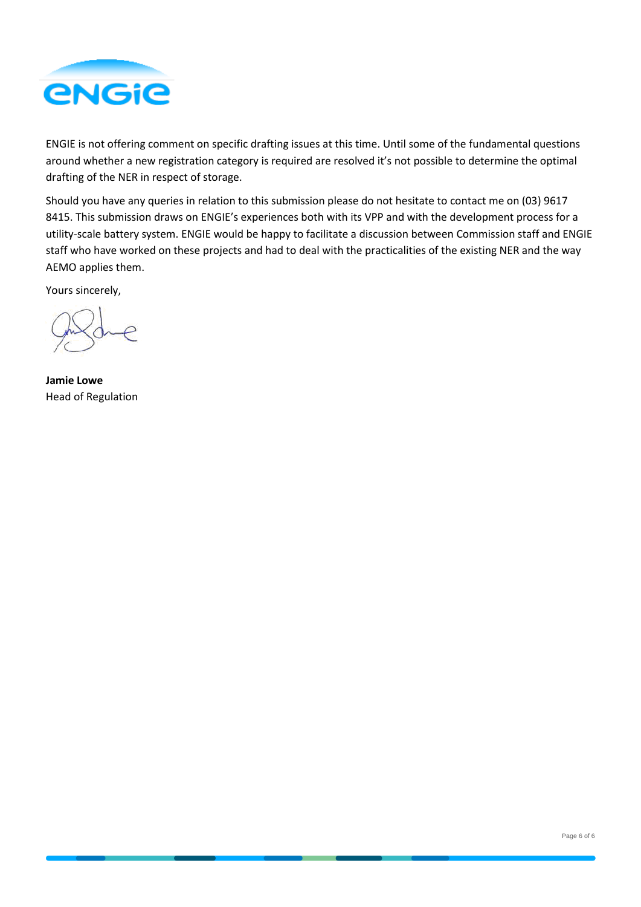ENGIE is not offering comment on specific drafting issues at this time. Until some of the fundamental questions around whether a new registration category is required are resolved it's not possible to determine the optimal drafting of the NER in respect of storage.

Should you have any queries in relation to this submission please do not hesitate to contact me on (03) 9617 8415. This submission draws on ENGIE's experiences both with its VPP and with the development process for a utility-scale battery system. ENGIE would be happy to facilitate a discussion between Commission staff and ENGIE staff who have worked on these projects and had to deal with the practicalities of the existing NER and the way AEMO applies them.

Yours sincerely,

**Jamie Lowe**
Head of Regulation